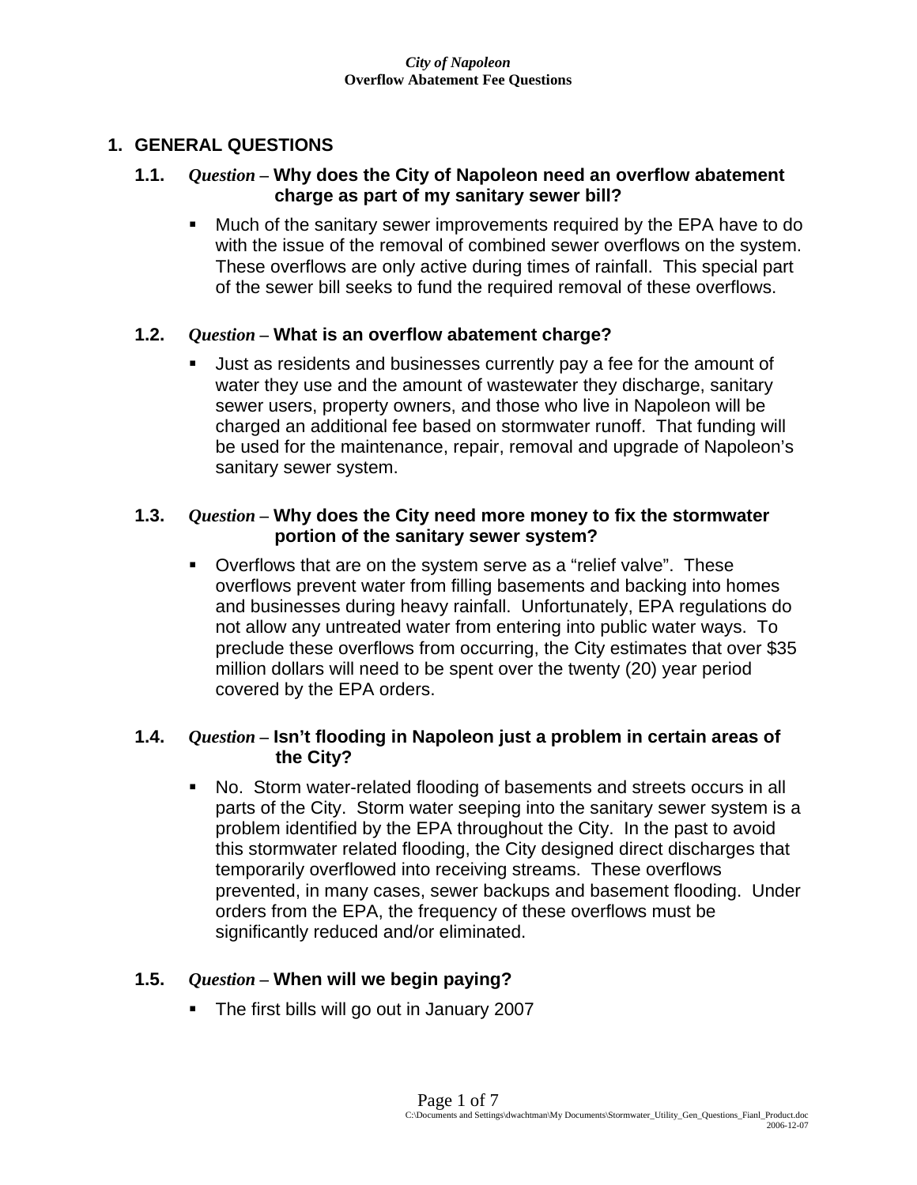*City of Napoleon*
**Overflow Abatement Fee Questions**

## 1. GENERAL QUESTIONS

### 1.1. *Question* – Why does the City of Napoleon need an overflow abatement charge as part of my sanitary sewer bill?

- Much of the sanitary sewer improvements required by the EPA have to do with the issue of the removal of combined sewer overflows on the system. These overflows are only active during times of rainfall. This special part of the sewer bill seeks to fund the required removal of these overflows.

### 1.2. *Question* – What is an overflow abatement charge?

- Just as residents and businesses currently pay a fee for the amount of water they use and the amount of wastewater they discharge, sanitary sewer users, property owners, and those who live in Napoleon will be charged an additional fee based on stormwater runoff. That funding will be used for the maintenance, repair, removal and upgrade of Napoleon's sanitary sewer system.

### 1.3. *Question* – Why does the City need more money to fix the stormwater portion of the sanitary sewer system?

- Overflows that are on the system serve as a "relief valve". These overflows prevent water from filling basements and backing into homes and businesses during heavy rainfall. Unfortunately, EPA regulations do not allow any untreated water from entering into public water ways. To preclude these overflows from occurring, the City estimates that over $35 million dollars will need to be spent over the twenty (20) year period covered by the EPA orders.

### 1.4. *Question* – Isn't flooding in Napoleon just a problem in certain areas of the City?

- No. Storm water-related flooding of basements and streets occurs in all parts of the City. Storm water seeping into the sanitary sewer system is a problem identified by the EPA throughout the City. In the past to avoid this stormwater related flooding, the City designed direct discharges that temporarily overflowed into receiving streams. These overflows prevented, in many cases, sewer backups and basement flooding. Under orders from the EPA, the frequency of these overflows must be significantly reduced and/or eliminated.

### 1.5. *Question* – When will we begin paying?

- The first bills will go out in January 2007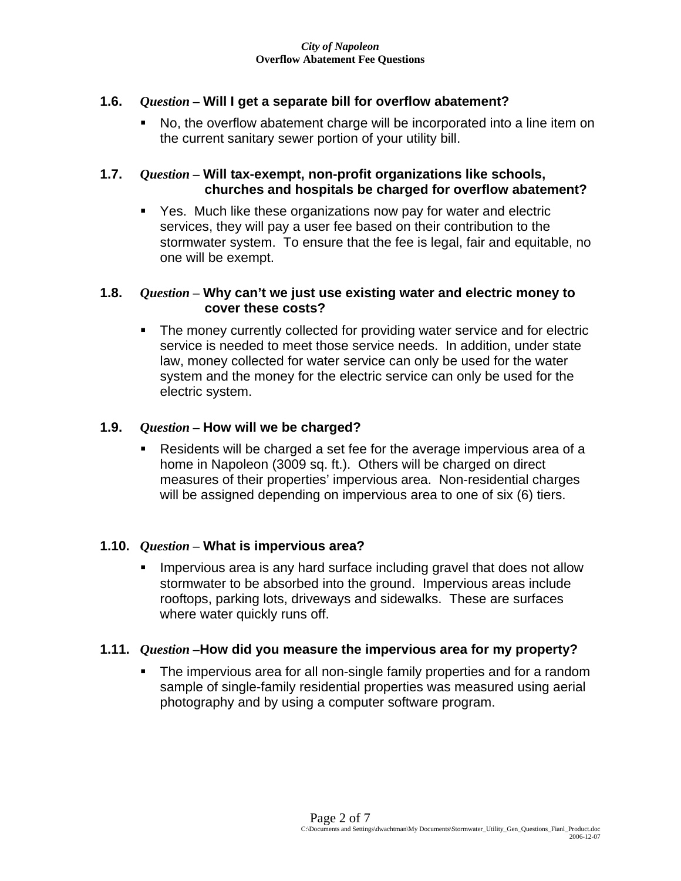**1.6.** ***Question*** **– Will I get a separate bill for overflow abatement?**

- No, the overflow abatement charge will be incorporated into a line item on the current sanitary sewer portion of your utility bill.

**1.7.** ***Question*** **– Will tax-exempt, non-profit organizations like schools, churches and hospitals be charged for overflow abatement?**

- Yes. Much like these organizations now pay for water and electric services, they will pay a user fee based on their contribution to the stormwater system. To ensure that the fee is legal, fair and equitable, no one will be exempt.

**1.8.** ***Question*** **– Why can't we just use existing water and electric money to cover these costs?**

- The money currently collected for providing water service and for electric service is needed to meet those service needs. In addition, under state law, money collected for water service can only be used for the water system and the money for the electric service can only be used for the electric system.

**1.9.** ***Question*** **– How will we be charged?**

- Residents will be charged a set fee for the average impervious area of a home in Napoleon (3009 sq. ft.). Others will be charged on direct measures of their properties' impervious area. Non-residential charges will be assigned depending on impervious area to one of six (6) tiers.

**1.10.** ***Question*** **– What is impervious area?**

- Impervious area is any hard surface including gravel that does not allow stormwater to be absorbed into the ground. Impervious areas include rooftops, parking lots, driveways and sidewalks. These are surfaces where water quickly runs off.

**1.11.** ***Question*** **–How did you measure the impervious area for my property?**

- The impervious area for all non-single family properties and for a random sample of single-family residential properties was measured using aerial photography and by using a computer software program.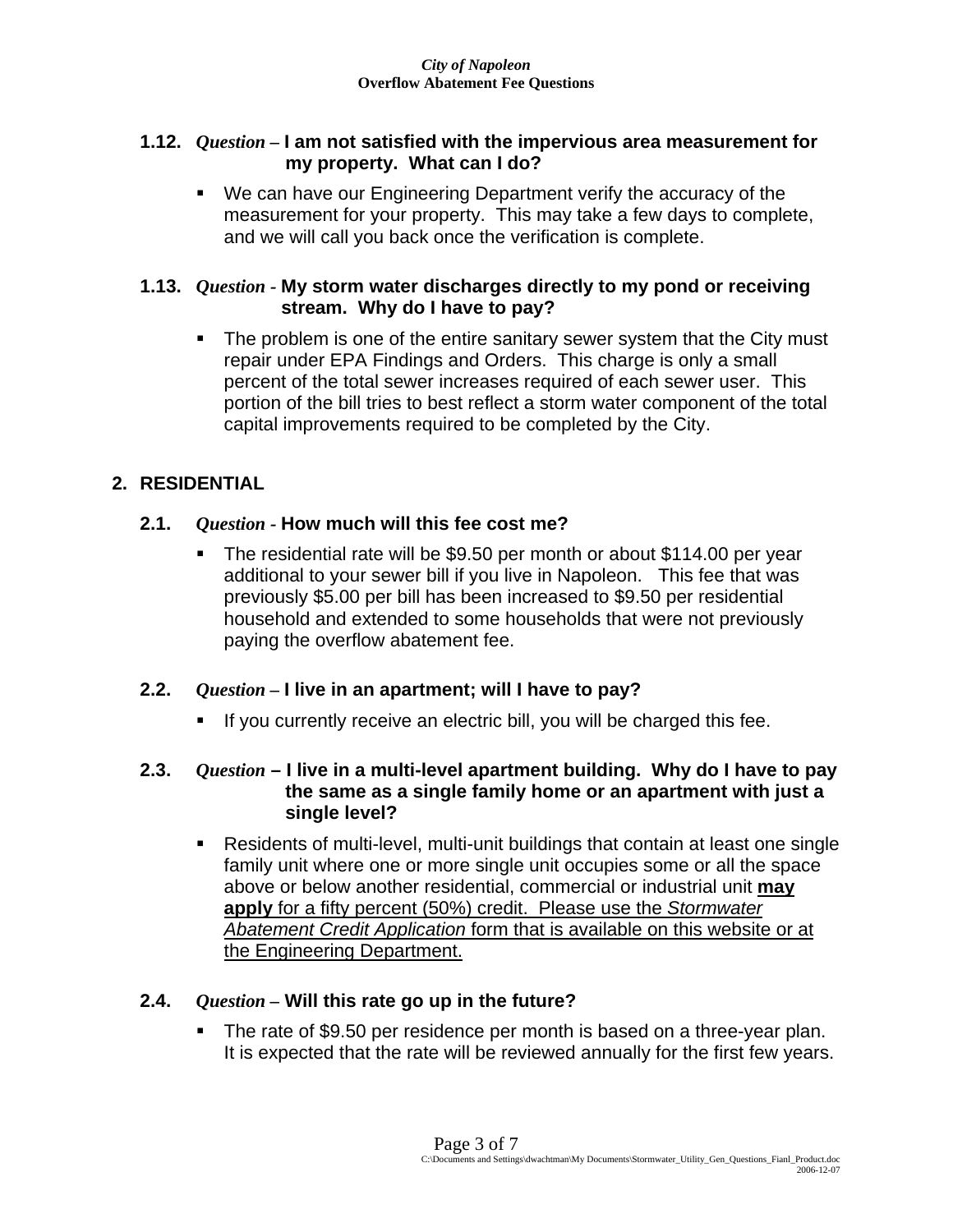### 1.12. *Question* – I am not satisfied with the impervious area measurement for my property. What can I do?

- We can have our Engineering Department verify the accuracy of the measurement for your property. This may take a few days to complete, and we will call you back once the verification is complete.

### 1.13. *Question* - My storm water discharges directly to my pond or receiving stream. Why do I have to pay?

- The problem is one of the entire sanitary sewer system that the City must repair under EPA Findings and Orders. This charge is only a small percent of the total sewer increases required of each sewer user. This portion of the bill tries to best reflect a storm water component of the total capital improvements required to be completed by the City.

## 2. RESIDENTIAL

### 2.1. *Question* - How much will this fee cost me?

- The residential rate will be $9.50 per month or about $114.00 per year additional to your sewer bill if you live in Napoleon. This fee that was previously $5.00 per bill has been increased to $9.50 per residential household and extended to some households that were not previously paying the overflow abatement fee.

### 2.2. *Question* – I live in an apartment; will I have to pay?

- If you currently receive an electric bill, you will be charged this fee.

### 2.3. *Question* – I live in a multi-level apartment building. Why do I have to pay the same as a single family home or an apartment with just a single level?

- Residents of multi-level, multi-unit buildings that contain at least one single family unit where one or more single unit occupies some or all the space above or below another residential, commercial or industrial unit <u>**may apply** for a fifty percent (50%) credit. Please use the *Stormwater Abatement Credit Application* form that is available on this website or at the Engineering Department.</u>

### 2.4. *Question* – Will this rate go up in the future?

- The rate of $9.50 per residence per month is based on a three-year plan. It is expected that the rate will be reviewed annually for the first few years.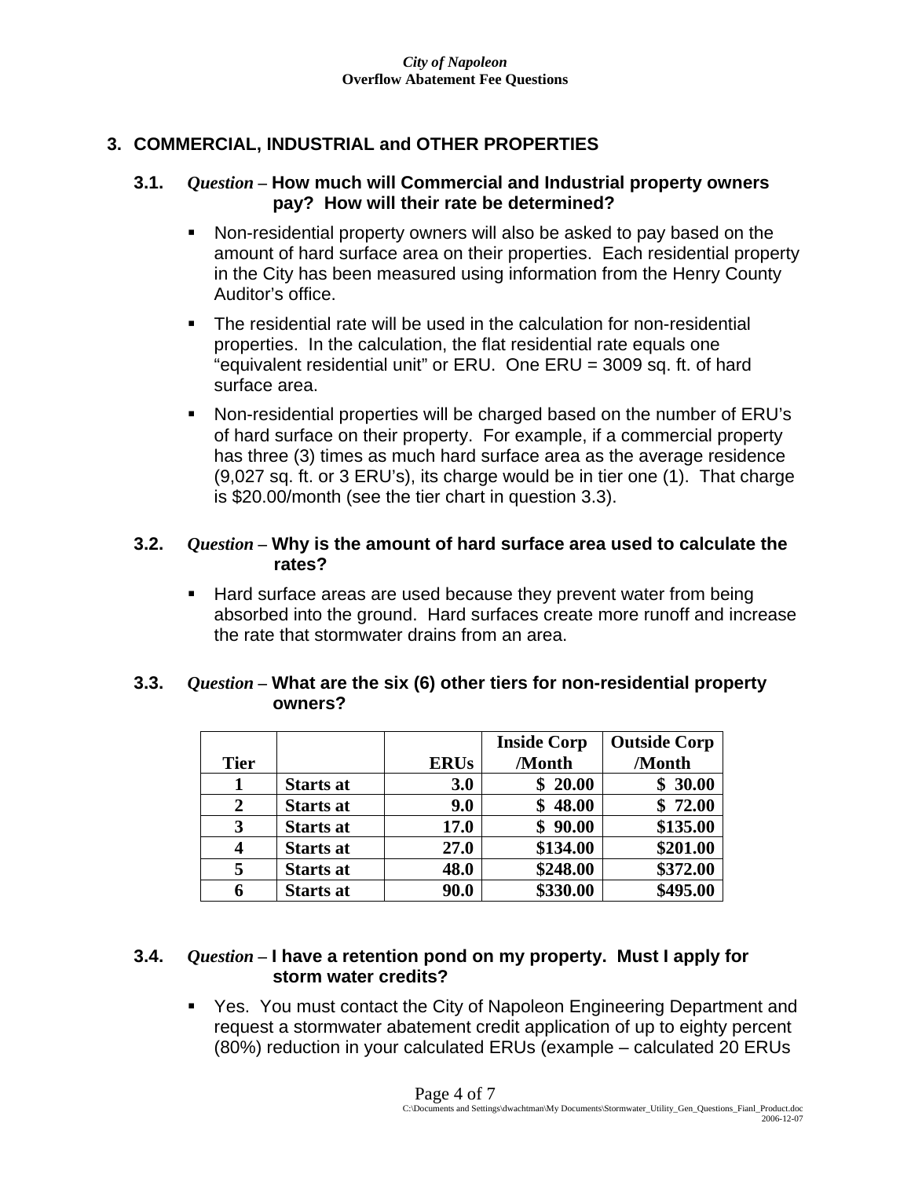## 3. COMMERCIAL, INDUSTRIAL and OTHER PROPERTIES

### 3.1. *Question* – How much will Commercial and Industrial property owners pay? How will their rate be determined?

- Non-residential property owners will also be asked to pay based on the amount of hard surface area on their properties. Each residential property in the City has been measured using information from the Henry County Auditor's office.
- The residential rate will be used in the calculation for non-residential properties. In the calculation, the flat residential rate equals one "equivalent residential unit" or ERU. One ERU = 3009 sq. ft. of hard surface area.
- Non-residential properties will be charged based on the number of ERU's of hard surface on their property. For example, if a commercial property has three (3) times as much hard surface area as the average residence (9,027 sq. ft. or 3 ERU's), its charge would be in tier one (1). That charge is $20.00/month (see the tier chart in question 3.3).

### 3.2. *Question* – Why is the amount of hard surface area used to calculate the rates?

- Hard surface areas are used because they prevent water from being absorbed into the ground. Hard surfaces create more runoff and increase the rate that stormwater drains from an area.

### 3.3. *Question* – What are the six (6) other tiers for non-residential property owners?

| Tier | | ERUs | Inside Corp /Month | Outside Corp /Month |
|---|---|---|---|---|
| 1 | Starts at | 3.0 | $ 20.00 | $ 30.00 |
| 2 | Starts at | 9.0 | $ 48.00 | $ 72.00 |
| 3 | Starts at | 17.0 | $ 90.00 | $135.00 |
| 4 | Starts at | 27.0 | $134.00 | $201.00 |
| 5 | Starts at | 48.0 | $248.00 | $372.00 |
| 6 | Starts at | 90.0 | $330.00 | $495.00 |

### 3.4. *Question* – I have a retention pond on my property. Must I apply for storm water credits?

- Yes. You must contact the City of Napoleon Engineering Department and request a stormwater abatement credit application of up to eighty percent (80%) reduction in your calculated ERUs (example – calculated 20 ERUs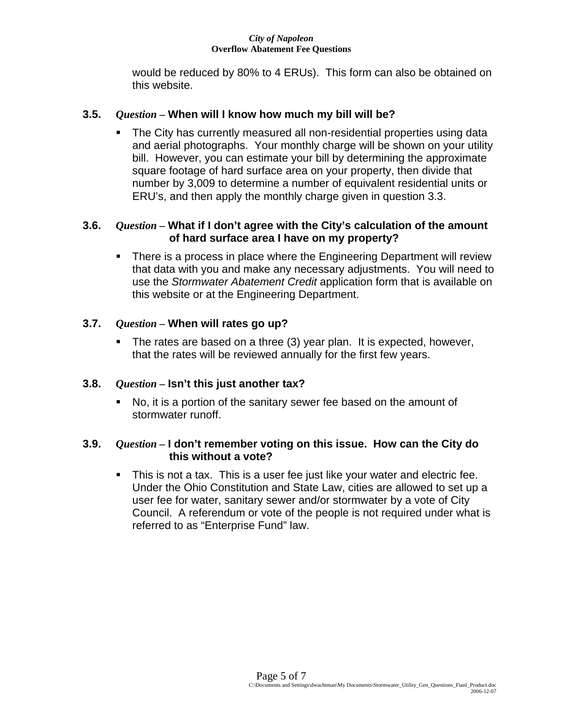would be reduced by 80% to 4 ERUs). This form can also be obtained on this website.

### 3.5. *Question* – **When will I know how much my bill will be?**

- The City has currently measured all non-residential properties using data and aerial photographs. Your monthly charge will be shown on your utility bill. However, you can estimate your bill by determining the approximate square footage of hard surface area on your property, then divide that number by 3,009 to determine a number of equivalent residential units or ERU's, and then apply the monthly charge given in question 3.3.

### 3.6. *Question* – **What if I don't agree with the City's calculation of the amount of hard surface area I have on my property?**

- There is a process in place where the Engineering Department will review that data with you and make any necessary adjustments. You will need to use the *Stormwater Abatement Credit* application form that is available on this website or at the Engineering Department.

### 3.7. *Question* – **When will rates go up?**

- The rates are based on a three (3) year plan. It is expected, however, that the rates will be reviewed annually for the first few years.

### 3.8. *Question* – **Isn't this just another tax?**

- No, it is a portion of the sanitary sewer fee based on the amount of stormwater runoff.

### 3.9. *Question* – **I don't remember voting on this issue. How can the City do this without a vote?**

- This is not a tax. This is a user fee just like your water and electric fee. Under the Ohio Constitution and State Law, cities are allowed to set up a user fee for water, sanitary sewer and/or stormwater by a vote of City Council. A referendum or vote of the people is not required under what is referred to as "Enterprise Fund" law.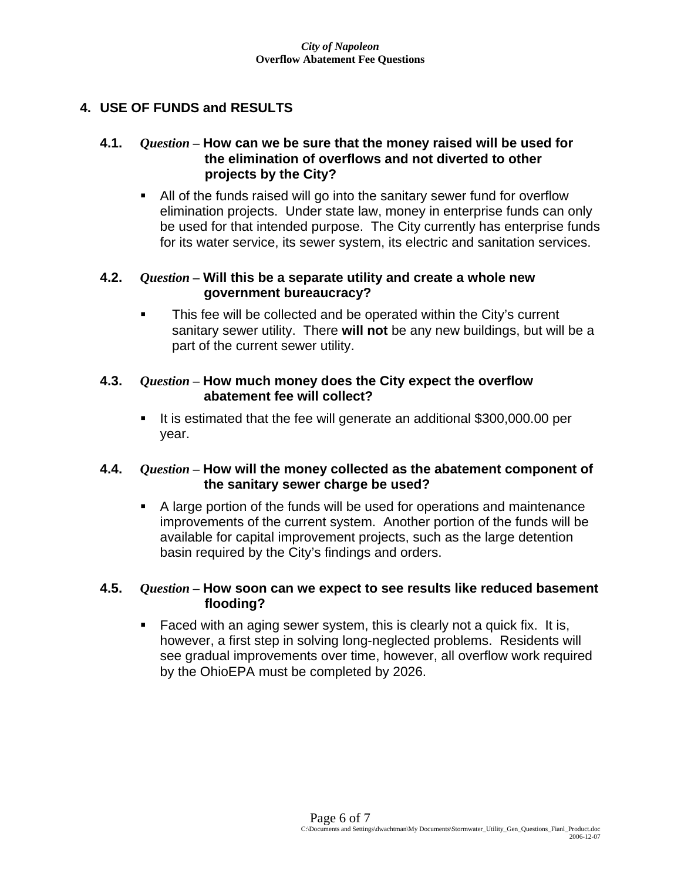## 4. USE OF FUNDS and RESULTS

### 4.1. *Question* – How can we be sure that the money raised will be used for the elimination of overflows and not diverted to other projects by the City?

- All of the funds raised will go into the sanitary sewer fund for overflow elimination projects. Under state law, money in enterprise funds can only be used for that intended purpose. The City currently has enterprise funds for its water service, its sewer system, its electric and sanitation services.

### 4.2. *Question* – Will this be a separate utility and create a whole new government bureaucracy?

- This fee will be collected and be operated within the City's current sanitary sewer utility. There **will not** be any new buildings, but will be a part of the current sewer utility.

### 4.3. *Question* – How much money does the City expect the overflow abatement fee will collect?

- It is estimated that the fee will generate an additional $300,000.00 per year.

### 4.4. *Question* – How will the money collected as the abatement component of the sanitary sewer charge be used?

- A large portion of the funds will be used for operations and maintenance improvements of the current system. Another portion of the funds will be available for capital improvement projects, such as the large detention basin required by the City's findings and orders.

### 4.5. *Question* – How soon can we expect to see results like reduced basement flooding?

- Faced with an aging sewer system, this is clearly not a quick fix. It is, however, a first step in solving long-neglected problems. Residents will see gradual improvements over time, however, all overflow work required by the OhioEPA must be completed by 2026.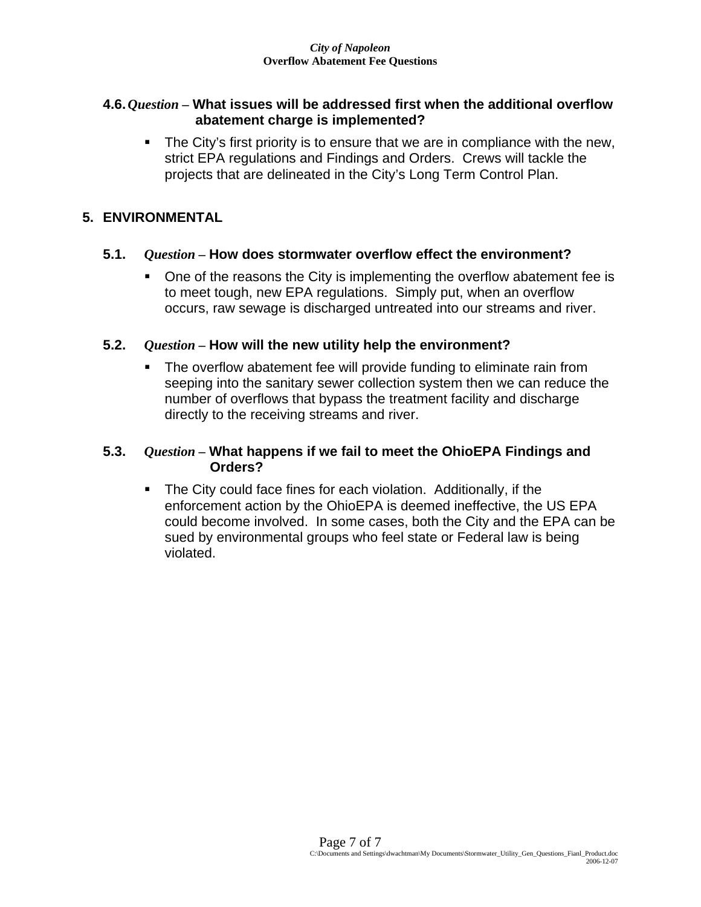### 4.6. *Question* – What issues will be addressed first when the additional overflow abatement charge is implemented?

- The City's first priority is to ensure that we are in compliance with the new, strict EPA regulations and Findings and Orders. Crews will tackle the projects that are delineated in the City's Long Term Control Plan.

## 5. ENVIRONMENTAL

### 5.1. *Question* – How does stormwater overflow effect the environment?

- One of the reasons the City is implementing the overflow abatement fee is to meet tough, new EPA regulations. Simply put, when an overflow occurs, raw sewage is discharged untreated into our streams and river.

### 5.2. *Question* – How will the new utility help the environment?

- The overflow abatement fee will provide funding to eliminate rain from seeping into the sanitary sewer collection system then we can reduce the number of overflows that bypass the treatment facility and discharge directly to the receiving streams and river.

### 5.3. *Question* – What happens if we fail to meet the OhioEPA Findings and Orders?

- The City could face fines for each violation. Additionally, if the enforcement action by the OhioEPA is deemed ineffective, the US EPA could become involved. In some cases, both the City and the EPA can be sued by environmental groups who feel state or Federal law is being violated.